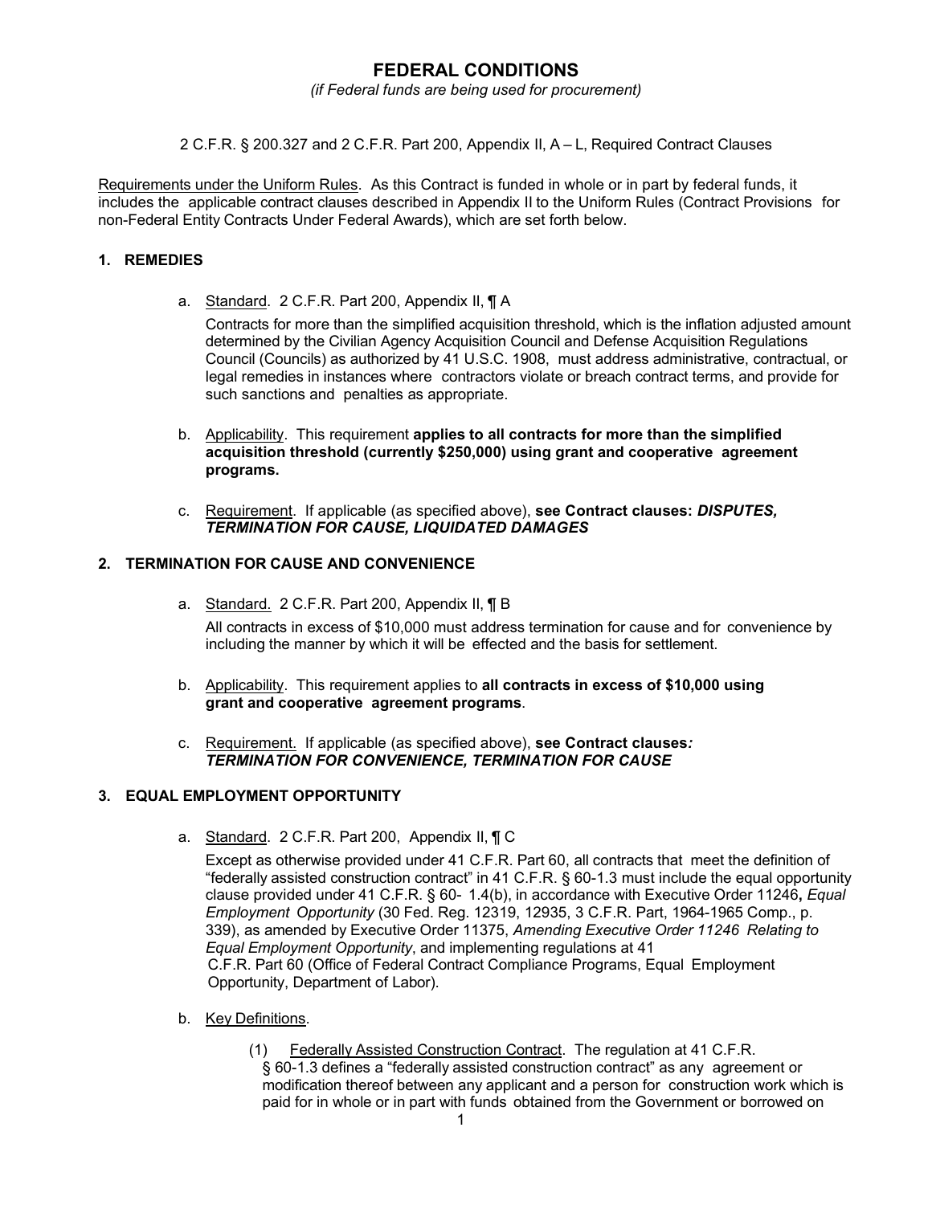# FEDERAL CONDITIONS

*(if Federal funds are being used for procurement)*

2 C.F.R. § 200.327 and 2 C.F.R. Part 200, Appendix II, A – L, Required Contract Clauses

Requirements under the Uniform Rules. As this Contract is funded in whole or in part by federal funds, it includes the applicable contract clauses described in Appendix II to the Uniform Rules (Contract Provisions for non-Federal Entity Contracts Under Federal Awards), which are set forth below.

## 1. REMEDIES

a. Standard. 2 C.F.R. Part 200, Appendix II, ¶ A

Contracts for more than the simplified acquisition threshold, which is the inflation adjusted amount determined by the Civilian Agency Acquisition Council and Defense Acquisition Regulations Council (Councils) as authorized by 41 U.S.C. 1908, must address administrative, contractual, or legal remedies in instances where contractors violate or breach contract terms, and provide for such sanctions and penalties as appropriate.

b. Applicability. This requirement **applies to all contracts for more than the simplified acquisition threshold (currently $250,000) using grant and cooperative agreement programs.**

c. Requirement. If applicable (as specified above), **see Contract clauses: *DISPUTES, TERMINATION FOR CAUSE, LIQUIDATED DAMAGES***

## 2. TERMINATION FOR CAUSE AND CONVENIENCE

a. Standard. 2 C.F.R. Part 200, Appendix II, ¶ B

All contracts in excess of $10,000 must address termination for cause and for convenience by including the manner by which it will be effected and the basis for settlement.

b. Applicability. This requirement applies to **all contracts in excess of $10,000 using grant and cooperative agreement programs**.

c. Requirement. If applicable (as specified above), **see Contract clauses*:* *TERMINATION FOR CONVENIENCE, TERMINATION FOR CAUSE***

## 3. EQUAL EMPLOYMENT OPPORTUNITY

a. Standard. 2 C.F.R. Part 200, Appendix II, ¶ C

Except as otherwise provided under 41 C.F.R. Part 60, all contracts that meet the definition of "federally assisted construction contract" in 41 C.F.R. § 60-1.3 must include the equal opportunity clause provided under 41 C.F.R. § 60- 1.4(b), in accordance with Executive Order 11246**,** *Equal Employment Opportunity* (30 Fed. Reg. 12319, 12935, 3 C.F.R. Part, 1964-1965 Comp., p. 339), as amended by Executive Order 11375, *Amending Executive Order 11246 Relating to Equal Employment Opportunity*, and implementing regulations at 41 C.F.R. Part 60 (Office of Federal Contract Compliance Programs, Equal Employment Opportunity, Department of Labor).

b. Key Definitions.

(1) Federally Assisted Construction Contract. The regulation at 41 C.F.R. § 60-1.3 defines a "federally assisted construction contract" as any agreement or modification thereof between any applicant and a person for construction work which is paid for in whole or in part with funds obtained from the Government or borrowed on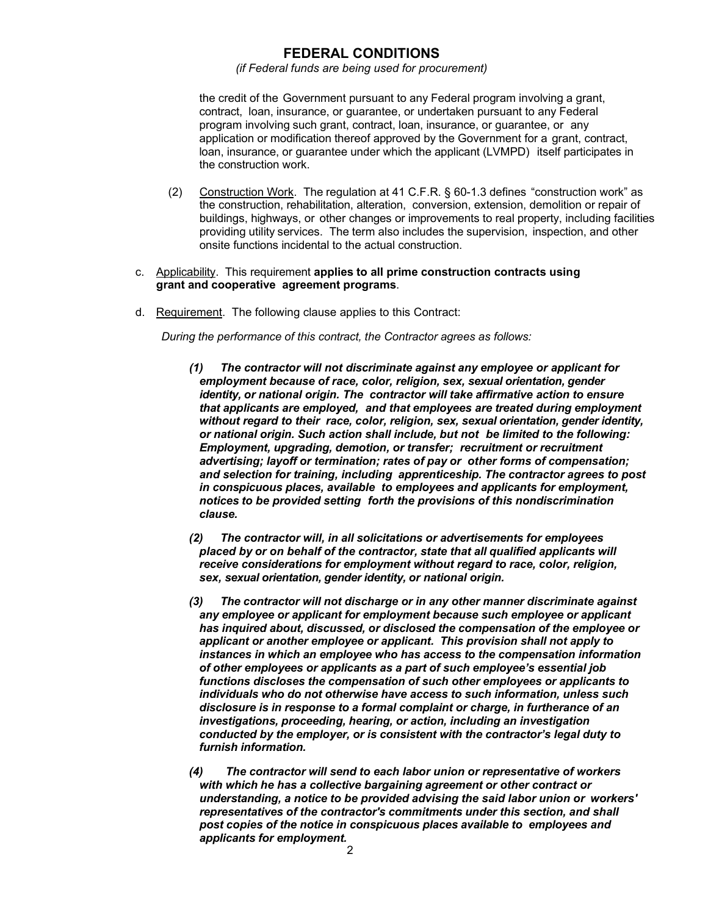the credit of the Government pursuant to any Federal program involving a grant, contract, loan, insurance, or guarantee, or undertaken pursuant to any Federal program involving such grant, contract, loan, insurance, or guarantee, or any application or modification thereof approved by the Government for a grant, contract, loan, insurance, or guarantee under which the applicant (LVMPD) itself participates in the construction work.

(2) Construction Work. The regulation at 41 C.F.R. § 60-1.3 defines "construction work" as the construction, rehabilitation, alteration, conversion, extension, demolition or repair of buildings, highways, or other changes or improvements to real property, including facilities providing utility services. The term also includes the supervision, inspection, and other onsite functions incidental to the actual construction.

c. Applicability. This requirement **applies to all prime construction contracts using grant and cooperative agreement programs**.

d. Requirement. The following clause applies to this Contract:

*During the performance of this contract, the Contractor agrees as follows:*

***(1) The contractor will not discriminate against any employee or applicant for employment because of race, color, religion, sex, sexual orientation, gender identity, or national origin. The contractor will take affirmative action to ensure that applicants are employed, and that employees are treated during employment without regard to their race, color, religion, sex, sexual orientation, gender identity, or national origin. Such action shall include, but not be limited to the following: Employment, upgrading, demotion, or transfer; recruitment or recruitment advertising; layoff or termination; rates of pay or other forms of compensation; and selection for training, including apprenticeship. The contractor agrees to post in conspicuous places, available to employees and applicants for employment, notices to be provided setting forth the provisions of this nondiscrimination clause.***

***(2) The contractor will, in all solicitations or advertisements for employees placed by or on behalf of the contractor, state that all qualified applicants will receive considerations for employment without regard to race, color, religion, sex, sexual orientation, gender identity, or national origin.***

***(3) The contractor will not discharge or in any other manner discriminate against any employee or applicant for employment because such employee or applicant has inquired about, discussed, or disclosed the compensation of the employee or applicant or another employee or applicant. This provision shall not apply to instances in which an employee who has access to the compensation information of other employees or applicants as a part of such employee's essential job functions discloses the compensation of such other employees or applicants to individuals who do not otherwise have access to such information, unless such disclosure is in response to a formal complaint or charge, in furtherance of an investigations, proceeding, hearing, or action, including an investigation conducted by the employer, or is consistent with the contractor's legal duty to furnish information.***

***(4) The contractor will send to each labor union or representative of workers with which he has a collective bargaining agreement or other contract or understanding, a notice to be provided advising the said labor union or workers' representatives of the contractor's commitments under this section, and shall post copies of the notice in conspicuous places available to employees and applicants for employment.***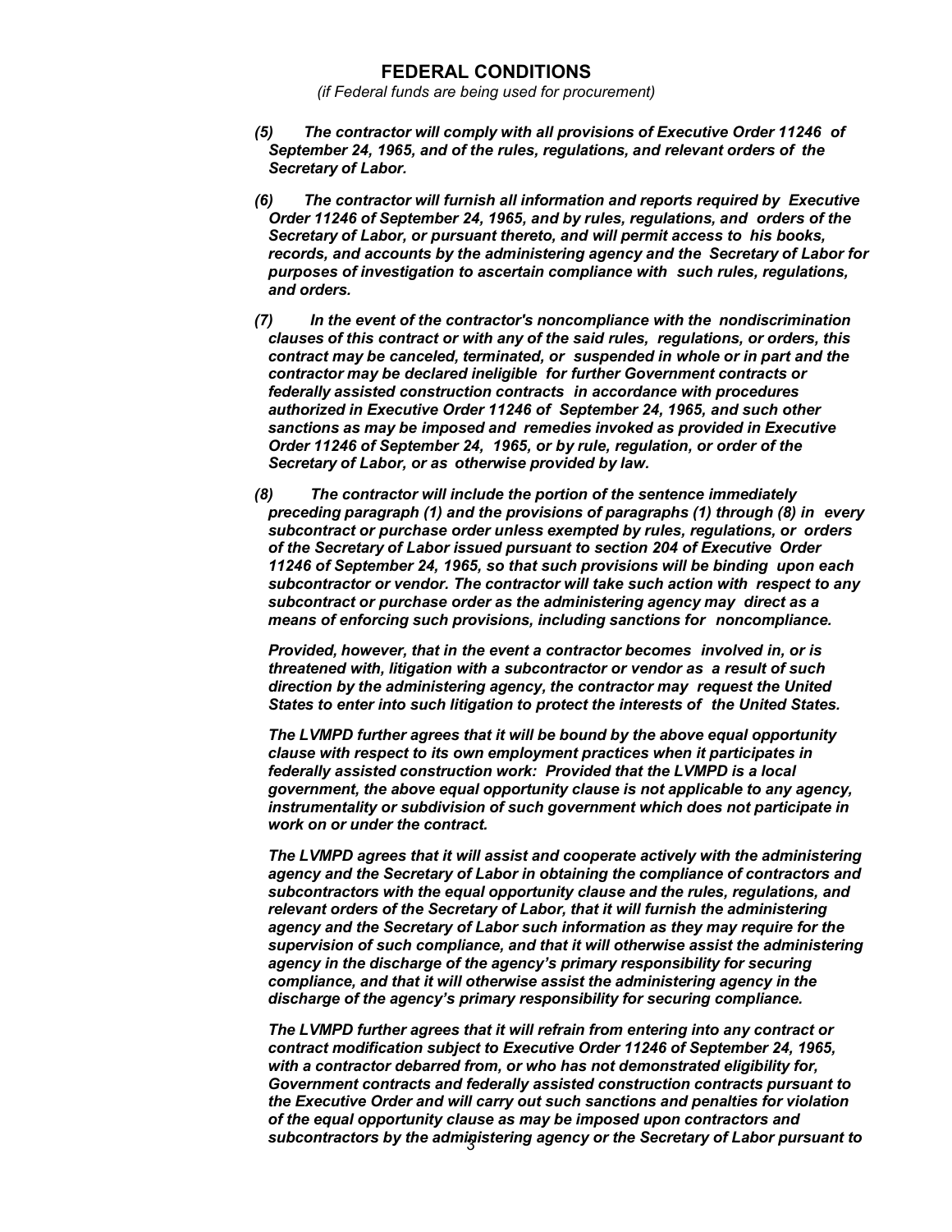## FEDERAL CONDITIONS

*(if Federal funds are being used for procurement)*

***(5)*** ***The contractor will comply with all provisions of Executive Order 11246 of September 24, 1965, and of the rules, regulations, and relevant orders of the Secretary of Labor.***

***(6)*** ***The contractor will furnish all information and reports required by Executive Order 11246 of September 24, 1965, and by rules, regulations, and orders of the Secretary of Labor, or pursuant thereto, and will permit access to his books, records, and accounts by the administering agency and the Secretary of Labor for purposes of investigation to ascertain compliance with such rules, regulations, and orders.***

***(7)*** ***In the event of the contractor's noncompliance with the nondiscrimination clauses of this contract or with any of the said rules, regulations, or orders, this contract may be canceled, terminated, or suspended in whole or in part and the contractor may be declared ineligible for further Government contracts or federally assisted construction contracts in accordance with procedures authorized in Executive Order 11246 of September 24, 1965, and such other sanctions as may be imposed and remedies invoked as provided in Executive Order 11246 of September 24, 1965, or by rule, regulation, or order of the Secretary of Labor, or as otherwise provided by law.***

***(8)*** ***The contractor will include the portion of the sentence immediately preceding paragraph (1) and the provisions of paragraphs (1) through (8) in every subcontract or purchase order unless exempted by rules, regulations, or orders of the Secretary of Labor issued pursuant to section 204 of Executive Order 11246 of September 24, 1965, so that such provisions will be binding upon each subcontractor or vendor. The contractor will take such action with respect to any subcontract or purchase order as the administering agency may direct as a means of enforcing such provisions, including sanctions for noncompliance.***

***Provided, however, that in the event a contractor becomes involved in, or is threatened with, litigation with a subcontractor or vendor as a result of such direction by the administering agency, the contractor may request the United States to enter into such litigation to protect the interests of the United States.***

***The LVMPD further agrees that it will be bound by the above equal opportunity clause with respect to its own employment practices when it participates in federally assisted construction work: Provided that the LVMPD is a local government, the above equal opportunity clause is not applicable to any agency, instrumentality or subdivision of such government which does not participate in work on or under the contract.***

***The LVMPD agrees that it will assist and cooperate actively with the administering agency and the Secretary of Labor in obtaining the compliance of contractors and subcontractors with the equal opportunity clause and the rules, regulations, and relevant orders of the Secretary of Labor, that it will furnish the administering agency and the Secretary of Labor such information as they may require for the supervision of such compliance, and that it will otherwise assist the administering agency in the discharge of the agency's primary responsibility for securing compliance, and that it will otherwise assist the administering agency in the discharge of the agency's primary responsibility for securing compliance.***

***The LVMPD further agrees that it will refrain from entering into any contract or contract modification subject to Executive Order 11246 of September 24, 1965, with a contractor debarred from, or who has not demonstrated eligibility for, Government contracts and federally assisted construction contracts pursuant to the Executive Order and will carry out such sanctions and penalties for violation of the equal opportunity clause as may be imposed upon contractors and subcontractors by the administering agency or the Secretary of Labor pursuant to***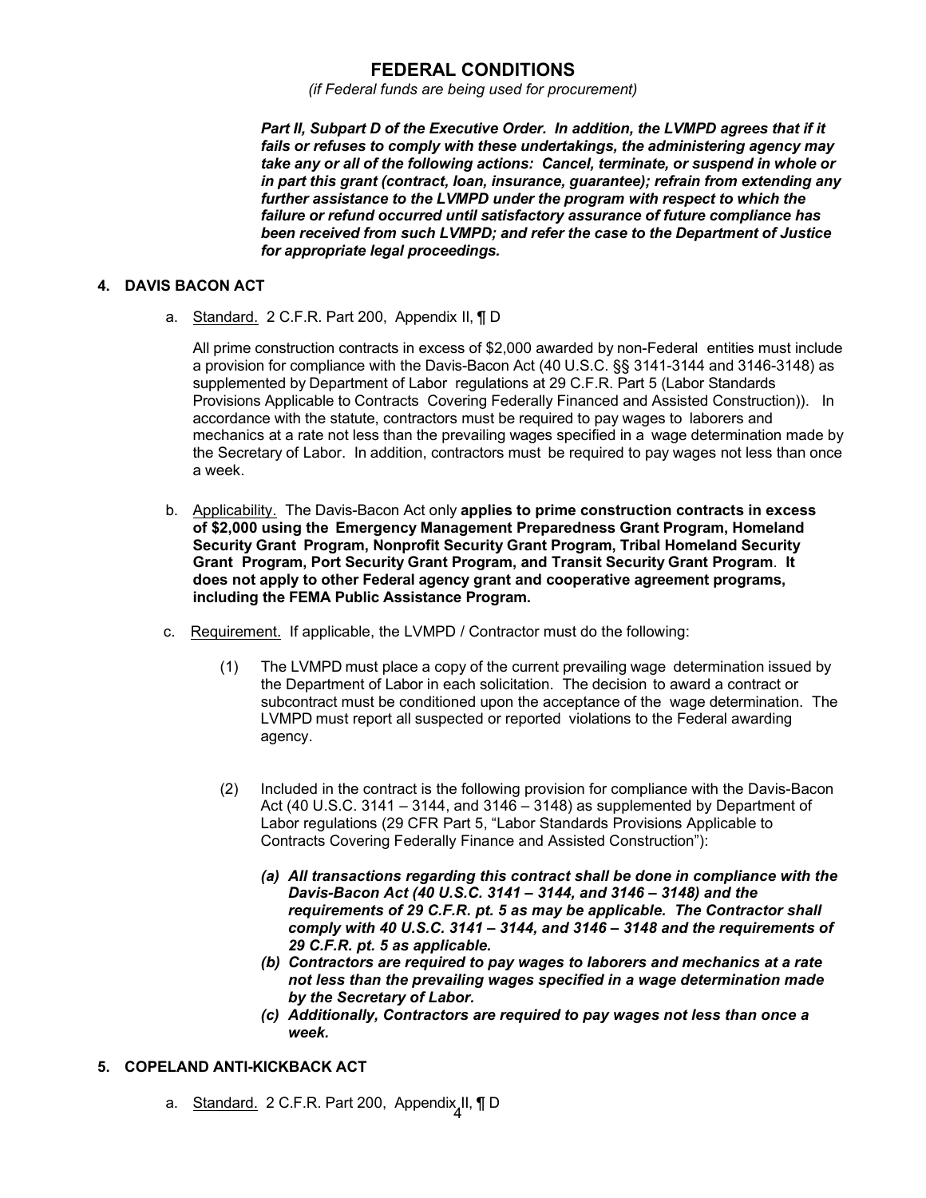# FEDERAL CONDITIONS

*(if Federal funds are being used for procurement)*

***Part II, Subpart D of the Executive Order. In addition, the LVMPD agrees that if it fails or refuses to comply with these undertakings, the administering agency may take any or all of the following actions: Cancel, terminate, or suspend in whole or in part this grant (contract, loan, insurance, guarantee); refrain from extending any further assistance to the LVMPD under the program with respect to which the failure or refund occurred until satisfactory assurance of future compliance has been received from such LVMPD; and refer the case to the Department of Justice for appropriate legal proceedings.***

## 4. DAVIS BACON ACT

a. Standard. 2 C.F.R. Part 200, Appendix II, ¶ D

All prime construction contracts in excess of $2,000 awarded by non-Federal entities must include a provision for compliance with the Davis-Bacon Act (40 U.S.C. §§ 3141-3144 and 3146-3148) as supplemented by Department of Labor regulations at 29 C.F.R. Part 5 (Labor Standards Provisions Applicable to Contracts Covering Federally Financed and Assisted Construction)). In accordance with the statute, contractors must be required to pay wages to laborers and mechanics at a rate not less than the prevailing wages specified in a wage determination made by the Secretary of Labor. In addition, contractors must be required to pay wages not less than once a week.

b. Applicability. The Davis-Bacon Act only **applies to prime construction contracts in excess of $2,000 using the Emergency Management Preparedness Grant Program, Homeland Security Grant Program, Nonprofit Security Grant Program, Tribal Homeland Security Grant Program, Port Security Grant Program, and Transit Security Grant Program**. **It does not apply to other Federal agency grant and cooperative agreement programs, including the FEMA Public Assistance Program.**

c. Requirement. If applicable, the LVMPD / Contractor must do the following:

(1) The LVMPD must place a copy of the current prevailing wage determination issued by the Department of Labor in each solicitation. The decision to award a contract or subcontract must be conditioned upon the acceptance of the wage determination. The LVMPD must report all suspected or reported violations to the Federal awarding agency.

(2) Included in the contract is the following provision for compliance with the Davis-Bacon Act (40 U.S.C. 3141 – 3144, and 3146 – 3148) as supplemented by Department of Labor regulations (29 CFR Part 5, "Labor Standards Provisions Applicable to Contracts Covering Federally Finance and Assisted Construction"):

***(a) All transactions regarding this contract shall be done in compliance with the Davis-Bacon Act (40 U.S.C. 3141 – 3144, and 3146 – 3148) and the requirements of 29 C.F.R. pt. 5 as may be applicable. The Contractor shall comply with 40 U.S.C. 3141 – 3144, and 3146 – 3148 and the requirements of 29 C.F.R. pt. 5 as applicable.***

***(b) Contractors are required to pay wages to laborers and mechanics at a rate not less than the prevailing wages specified in a wage determination made by the Secretary of Labor.***

***(c) Additionally, Contractors are required to pay wages not less than once a week.***

## 5. COPELAND ANTI-KICKBACK ACT

a. Standard. 2 C.F.R. Part 200, Appendix II, ¶ D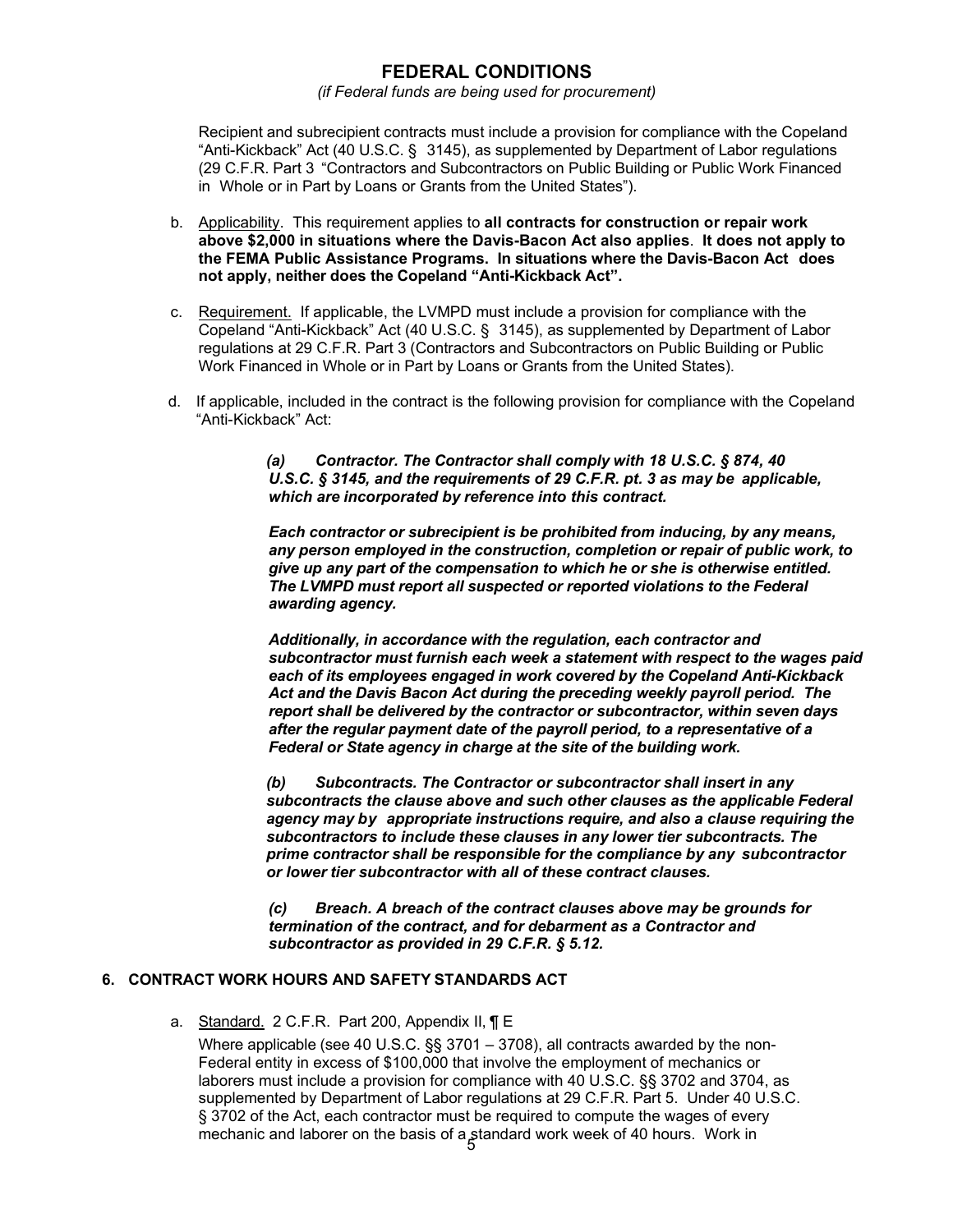# FEDERAL CONDITIONS

*(if Federal funds are being used for procurement)*

Recipient and subrecipient contracts must include a provision for compliance with the Copeland "Anti-Kickback" Act (40 U.S.C. § 3145), as supplemented by Department of Labor regulations (29 C.F.R. Part 3 "Contractors and Subcontractors on Public Building or Public Work Financed in Whole or in Part by Loans or Grants from the United States").

b. Applicability. This requirement applies to **all contracts for construction or repair work above $2,000 in situations where the Davis-Bacon Act also applies**. **It does not apply to the FEMA Public Assistance Programs. In situations where the Davis-Bacon Act does not apply, neither does the Copeland "Anti-Kickback Act".**

c. Requirement. If applicable, the LVMPD must include a provision for compliance with the Copeland "Anti-Kickback" Act (40 U.S.C. § 3145), as supplemented by Department of Labor regulations at 29 C.F.R. Part 3 (Contractors and Subcontractors on Public Building or Public Work Financed in Whole or in Part by Loans or Grants from the United States).

d. If applicable, included in the contract is the following provision for compliance with the Copeland "Anti-Kickback" Act:

> ***(a) Contractor. The Contractor shall comply with 18 U.S.C. § 874, 40 U.S.C. § 3145, and the requirements of 29 C.F.R. pt. 3 as may be applicable, which are incorporated by reference into this contract.***
>
> ***Each contractor or subrecipient is be prohibited from inducing, by any means, any person employed in the construction, completion or repair of public work, to give up any part of the compensation to which he or she is otherwise entitled. The LVMPD must report all suspected or reported violations to the Federal awarding agency.***
>
> ***Additionally, in accordance with the regulation, each contractor and subcontractor must furnish each week a statement with respect to the wages paid each of its employees engaged in work covered by the Copeland Anti-Kickback Act and the Davis Bacon Act during the preceding weekly payroll period. The report shall be delivered by the contractor or subcontractor, within seven days after the regular payment date of the payroll period, to a representative of a Federal or State agency in charge at the site of the building work.***
>
> ***(b) Subcontracts. The Contractor or subcontractor shall insert in any subcontracts the clause above and such other clauses as the applicable Federal agency may by appropriate instructions require, and also a clause requiring the subcontractors to include these clauses in any lower tier subcontracts. The prime contractor shall be responsible for the compliance by any subcontractor or lower tier subcontractor with all of these contract clauses.***
>
> ***(c) Breach. A breach of the contract clauses above may be grounds for termination of the contract, and for debarment as a Contractor and subcontractor as provided in 29 C.F.R. § 5.12.***

## 6. CONTRACT WORK HOURS AND SAFETY STANDARDS ACT

a. Standard. 2 C.F.R. Part 200, Appendix II, ¶ E

Where applicable (see 40 U.S.C. §§ 3701 – 3708), all contracts awarded by the non-Federal entity in excess of $100,000 that involve the employment of mechanics or laborers must include a provision for compliance with 40 U.S.C. §§ 3702 and 3704, as supplemented by Department of Labor regulations at 29 C.F.R. Part 5. Under 40 U.S.C. § 3702 of the Act, each contractor must be required to compute the wages of every mechanic and laborer on the basis of a standard work week of 40 hours. Work in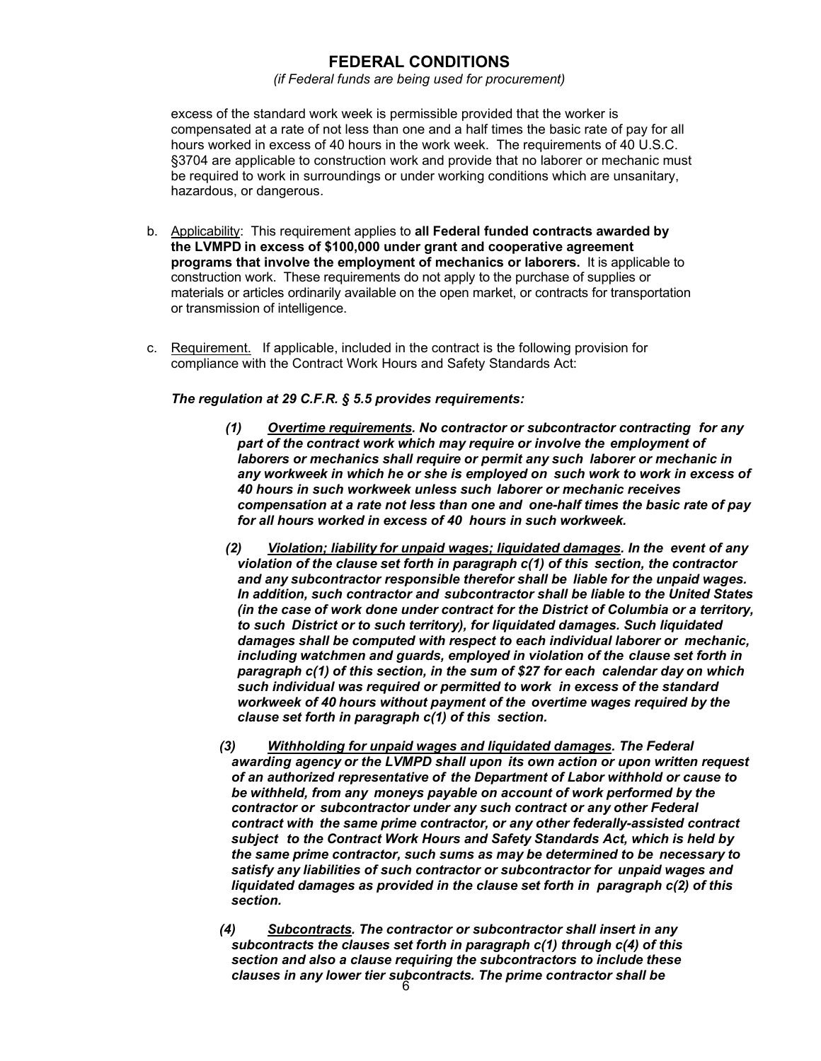excess of the standard work week is permissible provided that the worker is compensated at a rate of not less than one and a half times the basic rate of pay for all hours worked in excess of 40 hours in the work week. The requirements of 40 U.S.C. §3704 are applicable to construction work and provide that no laborer or mechanic must be required to work in surroundings or under working conditions which are unsanitary, hazardous, or dangerous.

b. Applicability: This requirement applies to **all Federal funded contracts awarded by the LVMPD in excess of $100,000 under grant and cooperative agreement programs that involve the employment of mechanics or laborers.** It is applicable to construction work. These requirements do not apply to the purchase of supplies or materials or articles ordinarily available on the open market, or contracts for transportation or transmission of intelligence.

c. Requirement. If applicable, included in the contract is the following provision for compliance with the Contract Work Hours and Safety Standards Act:

***The regulation at 29 C.F.R. § 5.5 provides requirements:***

***(1) Overtime requirements. No contractor or subcontractor contracting for any part of the contract work which may require or involve the employment of laborers or mechanics shall require or permit any such laborer or mechanic in any workweek in which he or she is employed on such work to work in excess of 40 hours in such workweek unless such laborer or mechanic receives compensation at a rate not less than one and one-half times the basic rate of pay for all hours worked in excess of 40 hours in such workweek.***

***(2) Violation; liability for unpaid wages; liquidated damages. In the event of any violation of the clause set forth in paragraph c(1) of this section, the contractor and any subcontractor responsible therefor shall be liable for the unpaid wages. In addition, such contractor and subcontractor shall be liable to the United States (in the case of work done under contract for the District of Columbia or a territory, to such District or to such territory), for liquidated damages. Such liquidated damages shall be computed with respect to each individual laborer or mechanic, including watchmen and guards, employed in violation of the clause set forth in paragraph c(1) of this section, in the sum of $27 for each calendar day on which such individual was required or permitted to work in excess of the standard workweek of 40 hours without payment of the overtime wages required by the clause set forth in paragraph c(1) of this section.***

***(3) Withholding for unpaid wages and liquidated damages. The Federal awarding agency or the LVMPD shall upon its own action or upon written request of an authorized representative of the Department of Labor withhold or cause to be withheld, from any moneys payable on account of work performed by the contractor or subcontractor under any such contract or any other Federal contract with the same prime contractor, or any other federally-assisted contract subject to the Contract Work Hours and Safety Standards Act, which is held by the same prime contractor, such sums as may be determined to be necessary to satisfy any liabilities of such contractor or subcontractor for unpaid wages and liquidated damages as provided in the clause set forth in paragraph c(2) of this section.***

***(4) Subcontracts. The contractor or subcontractor shall insert in any subcontracts the clauses set forth in paragraph c(1) through c(4) of this section and also a clause requiring the subcontractors to include these clauses in any lower tier subcontracts. The prime contractor shall be***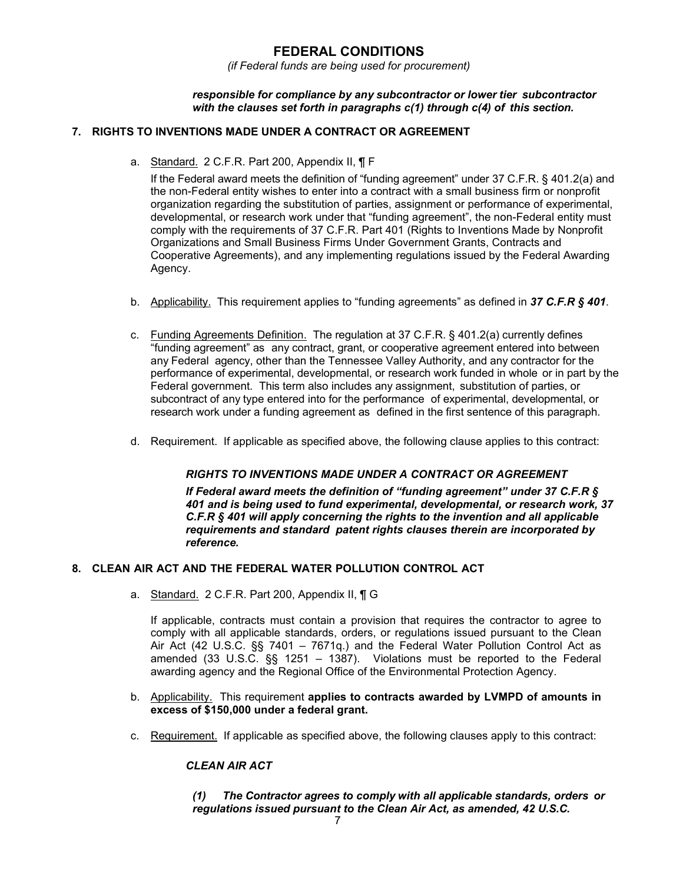# FEDERAL CONDITIONS

*(if Federal funds are being used for procurement)*

> ***responsible for compliance by any subcontractor or lower tier subcontractor with the clauses set forth in paragraphs c(1) through c(4) of this section.***

## 7. RIGHTS TO INVENTIONS MADE UNDER A CONTRACT OR AGREEMENT

a. Standard. 2 C.F.R. Part 200, Appendix II, ¶ F

If the Federal award meets the definition of "funding agreement" under 37 C.F.R. § 401.2(a) and the non-Federal entity wishes to enter into a contract with a small business firm or nonprofit organization regarding the substitution of parties, assignment or performance of experimental, developmental, or research work under that "funding agreement", the non-Federal entity must comply with the requirements of 37 C.F.R. Part 401 (Rights to Inventions Made by Nonprofit Organizations and Small Business Firms Under Government Grants, Contracts and Cooperative Agreements), and any implementing regulations issued by the Federal Awarding Agency.

b. Applicability. This requirement applies to "funding agreements" as defined in ***37 C.F.R § 401***.

c. Funding Agreements Definition. The regulation at 37 C.F.R. § 401.2(a) currently defines "funding agreement" as any contract, grant, or cooperative agreement entered into between any Federal agency, other than the Tennessee Valley Authority, and any contractor for the performance of experimental, developmental, or research work funded in whole or in part by the Federal government. This term also includes any assignment, substitution of parties, or subcontract of any type entered into for the performance of experimental, developmental, or research work under a funding agreement as defined in the first sentence of this paragraph.

d. Requirement. If applicable as specified above, the following clause applies to this contract:

> ***RIGHTS TO INVENTIONS MADE UNDER A CONTRACT OR AGREEMENT***
>
> ***If Federal award meets the definition of "funding agreement" under 37 C.F.R § 401 and is being used to fund experimental, developmental, or research work, 37 C.F.R § 401 will apply concerning the rights to the invention and all applicable requirements and standard patent rights clauses therein are incorporated by reference.***

## 8. CLEAN AIR ACT AND THE FEDERAL WATER POLLUTION CONTROL ACT

a. Standard. 2 C.F.R. Part 200, Appendix II, ¶ G

If applicable, contracts must contain a provision that requires the contractor to agree to comply with all applicable standards, orders, or regulations issued pursuant to the Clean Air Act (42 U.S.C. §§ 7401 – 7671q.) and the Federal Water Pollution Control Act as amended (33 U.S.C. §§ 1251 – 1387). Violations must be reported to the Federal awarding agency and the Regional Office of the Environmental Protection Agency.

b. Applicability. This requirement **applies to contracts awarded by LVMPD of amounts in excess of $150,000 under a federal grant.**

c. Requirement. If applicable as specified above, the following clauses apply to this contract:

> ***CLEAN AIR ACT***
>
> ***(1) The Contractor agrees to comply with all applicable standards, orders or regulations issued pursuant to the Clean Air Act, as amended, 42 U.S.C.***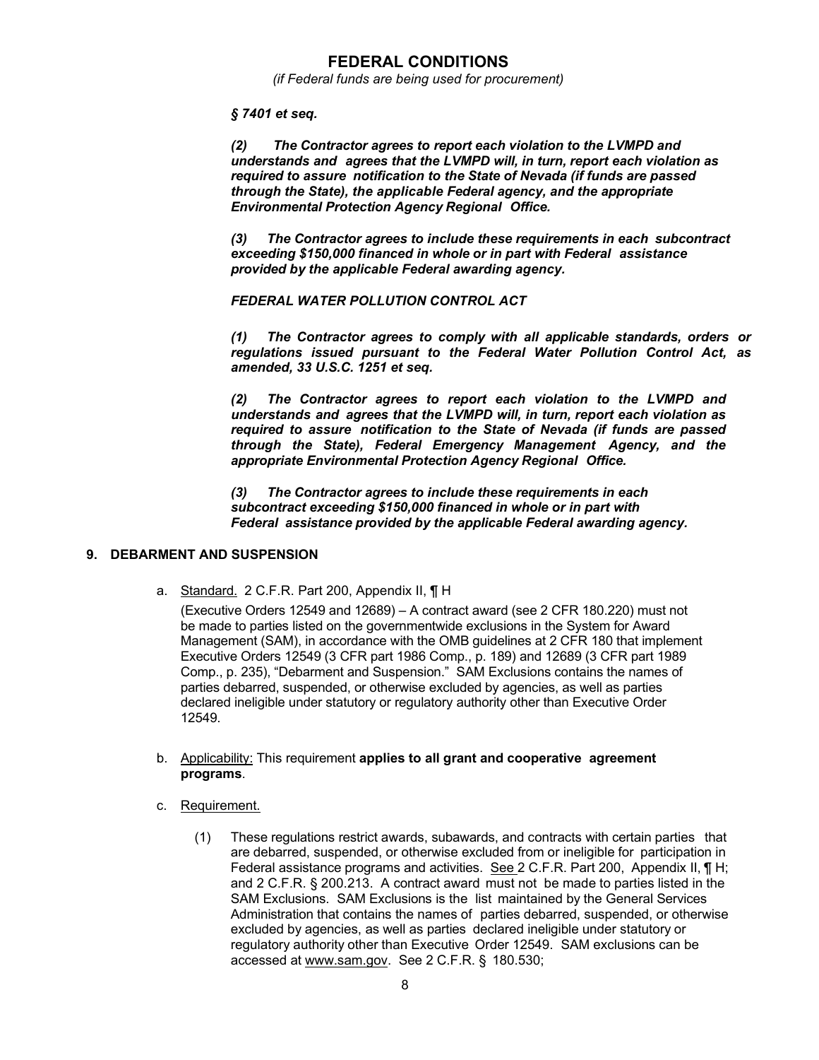*§ 7401 et seq.*

***(2) The Contractor agrees to report each violation to the LVMPD and understands and agrees that the LVMPD will, in turn, report each violation as required to assure notification to the State of Nevada (if funds are passed through the State), the applicable Federal agency, and the appropriate Environmental Protection Agency Regional Office.***

***(3) The Contractor agrees to include these requirements in each subcontract exceeding $150,000 financed in whole or in part with Federal assistance provided by the applicable Federal awarding agency.***

***FEDERAL WATER POLLUTION CONTROL ACT***

***(1) The Contractor agrees to comply with all applicable standards, orders or regulations issued pursuant to the Federal Water Pollution Control Act, as amended, 33 U.S.C. 1251 et seq.***

***(2) The Contractor agrees to report each violation to the LVMPD and understands and agrees that the LVMPD will, in turn, report each violation as required to assure notification to the State of Nevada (if funds are passed through the State), Federal Emergency Management Agency, and the appropriate Environmental Protection Agency Regional Office.***

***(3) The Contractor agrees to include these requirements in each subcontract exceeding $150,000 financed in whole or in part with Federal assistance provided by the applicable Federal awarding agency.***

## 9. DEBARMENT AND SUSPENSION

a. Standard. 2 C.F.R. Part 200, Appendix II, ¶ H

(Executive Orders 12549 and 12689) – A contract award (see 2 CFR 180.220) must not be made to parties listed on the governmentwide exclusions in the System for Award Management (SAM), in accordance with the OMB guidelines at 2 CFR 180 that implement Executive Orders 12549 (3 CFR part 1986 Comp., p. 189) and 12689 (3 CFR part 1989 Comp., p. 235), "Debarment and Suspension." SAM Exclusions contains the names of parties debarred, suspended, or otherwise excluded by agencies, as well as parties declared ineligible under statutory or regulatory authority other than Executive Order 12549.

b. Applicability: This requirement **applies to all grant and cooperative agreement programs**.

c. Requirement.

(1) These regulations restrict awards, subawards, and contracts with certain parties that are debarred, suspended, or otherwise excluded from or ineligible for participation in Federal assistance programs and activities. See 2 C.F.R. Part 200, Appendix II, ¶ H; and 2 C.F.R. § 200.213. A contract award must not be made to parties listed in the SAM Exclusions. SAM Exclusions is the list maintained by the General Services Administration that contains the names of parties debarred, suspended, or otherwise excluded by agencies, as well as parties declared ineligible under statutory or regulatory authority other than Executive Order 12549. SAM exclusions can be accessed at www.sam.gov. See 2 C.F.R. § 180.530;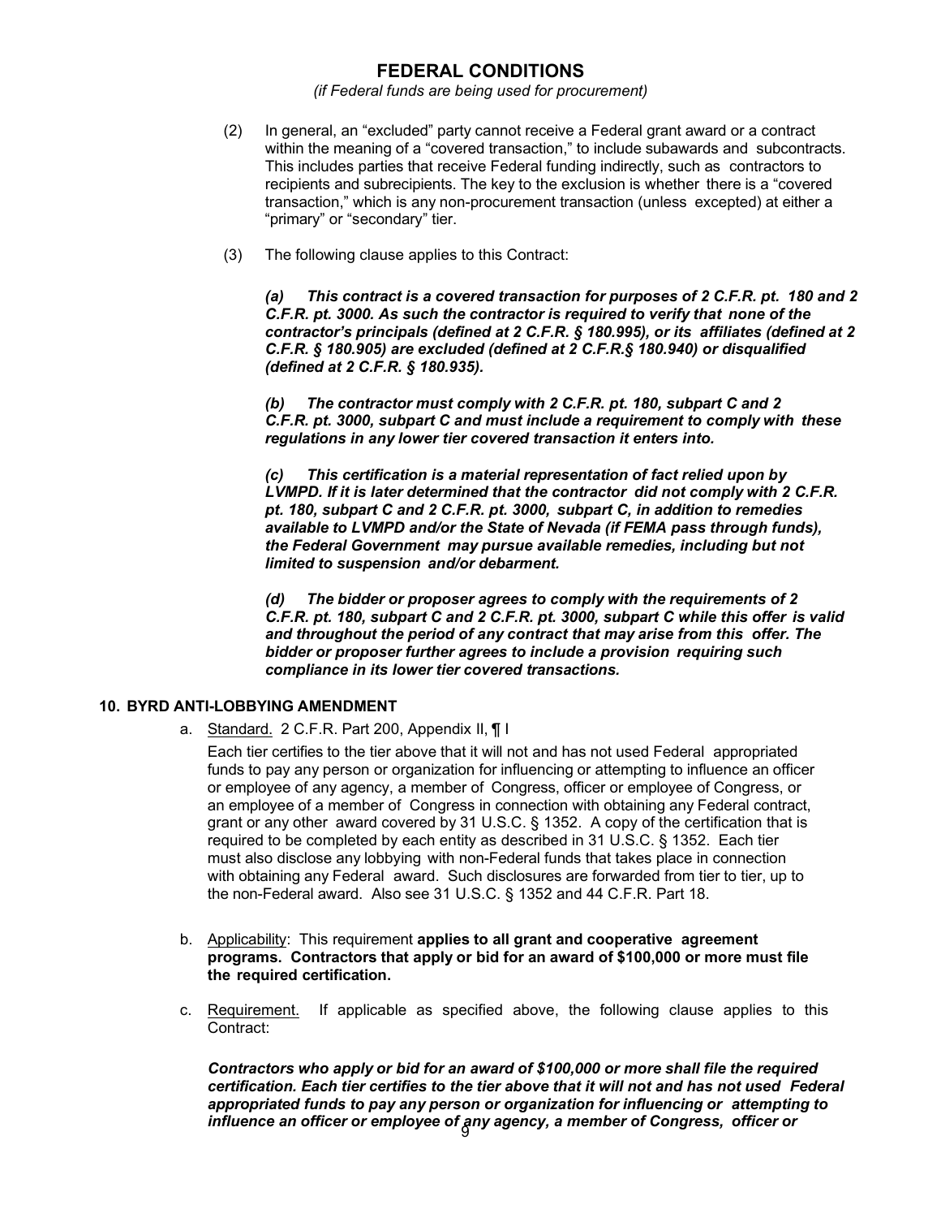(2) In general, an "excluded" party cannot receive a Federal grant award or a contract within the meaning of a "covered transaction," to include subawards and subcontracts. This includes parties that receive Federal funding indirectly, such as contractors to recipients and subrecipients. The key to the exclusion is whether there is a "covered transaction," which is any non-procurement transaction (unless excepted) at either a "primary" or "secondary" tier.

(3) The following clause applies to this Contract:

***(a) This contract is a covered transaction for purposes of 2 C.F.R. pt. 180 and 2 C.F.R. pt. 3000. As such the contractor is required to verify that none of the contractor's principals (defined at 2 C.F.R. § 180.995), or its affiliates (defined at 2 C.F.R. § 180.905) are excluded (defined at 2 C.F.R.§ 180.940) or disqualified (defined at 2 C.F.R. § 180.935).***

***(b) The contractor must comply with 2 C.F.R. pt. 180, subpart C and 2 C.F.R. pt. 3000, subpart C and must include a requirement to comply with these regulations in any lower tier covered transaction it enters into.***

***(c) This certification is a material representation of fact relied upon by LVMPD. If it is later determined that the contractor did not comply with 2 C.F.R. pt. 180, subpart C and 2 C.F.R. pt. 3000, subpart C, in addition to remedies available to LVMPD and/or the State of Nevada (if FEMA pass through funds), the Federal Government may pursue available remedies, including but not limited to suspension and/or debarment.***

***(d) The bidder or proposer agrees to comply with the requirements of 2 C.F.R. pt. 180, subpart C and 2 C.F.R. pt. 3000, subpart C while this offer is valid and throughout the period of any contract that may arise from this offer. The bidder or proposer further agrees to include a provision requiring such compliance in its lower tier covered transactions.***

## 10. BYRD ANTI-LOBBYING AMENDMENT

a. Standard. 2 C.F.R. Part 200, Appendix II, ¶ I

Each tier certifies to the tier above that it will not and has not used Federal appropriated funds to pay any person or organization for influencing or attempting to influence an officer or employee of any agency, a member of Congress, officer or employee of Congress, or an employee of a member of Congress in connection with obtaining any Federal contract, grant or any other award covered by 31 U.S.C. § 1352. A copy of the certification that is required to be completed by each entity as described in 31 U.S.C. § 1352. Each tier must also disclose any lobbying with non-Federal funds that takes place in connection with obtaining any Federal award. Such disclosures are forwarded from tier to tier, up to the non-Federal award. Also see 31 U.S.C. § 1352 and 44 C.F.R. Part 18.

b. Applicability: This requirement **applies to all grant and cooperative agreement programs. Contractors that apply or bid for an award of $100,000 or more must file the required certification.**

c. Requirement. If applicable as specified above, the following clause applies to this Contract:

***Contractors who apply or bid for an award of $100,000 or more shall file the required certification. Each tier certifies to the tier above that it will not and has not used Federal appropriated funds to pay any person or organization for influencing or attempting to influence an officer or employee of any agency, a member of Congress, officer or***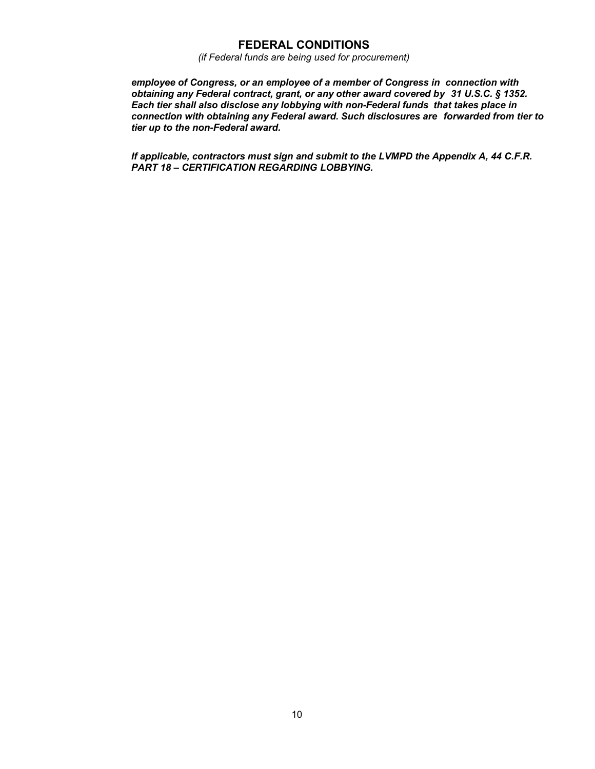***employee of Congress, or an employee of a member of Congress in connection with obtaining any Federal contract, grant, or any other award covered by 31 U.S.C. § 1352. Each tier shall also disclose any lobbying with non-Federal funds that takes place in connection with obtaining any Federal award. Such disclosures are forwarded from tier to tier up to the non-Federal award.***

***If applicable, contractors must sign and submit to the LVMPD the Appendix A, 44 C.F.R. PART 18 – CERTIFICATION REGARDING LOBBYING.***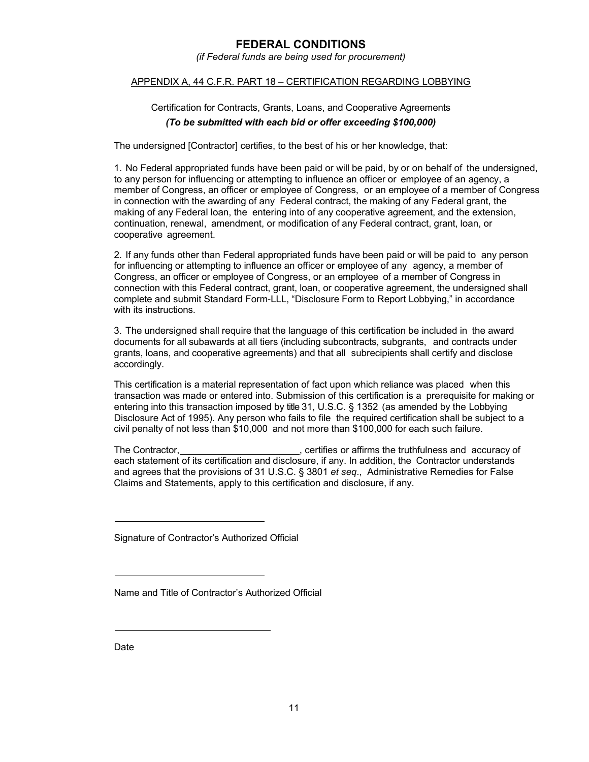# FEDERAL CONDITIONS

*(if Federal funds are being used for procurement)*

APPENDIX A, 44 C.F.R. PART 18 – CERTIFICATION REGARDING LOBBYING

Certification for Contracts, Grants, Loans, and Cooperative Agreements

***(To be submitted with each bid or offer exceeding $100,000)***

The undersigned [Contractor] certifies, to the best of his or her knowledge, that:

1. No Federal appropriated funds have been paid or will be paid, by or on behalf of the undersigned, to any person for influencing or attempting to influence an officer or employee of an agency, a member of Congress, an officer or employee of Congress, or an employee of a member of Congress in connection with the awarding of any Federal contract, the making of any Federal grant, the making of any Federal loan, the entering into of any cooperative agreement, and the extension, continuation, renewal, amendment, or modification of any Federal contract, grant, loan, or cooperative agreement.

2. If any funds other than Federal appropriated funds have been paid or will be paid to any person for influencing or attempting to influence an officer or employee of any agency, a member of Congress, an officer or employee of Congress, or an employee of a member of Congress in connection with this Federal contract, grant, loan, or cooperative agreement, the undersigned shall complete and submit Standard Form-LLL, "Disclosure Form to Report Lobbying," in accordance with its instructions.

3. The undersigned shall require that the language of this certification be included in the award documents for all subawards at all tiers (including subcontracts, subgrants, and contracts under grants, loans, and cooperative agreements) and that all subrecipients shall certify and disclose accordingly.

This certification is a material representation of fact upon which reliance was placed when this transaction was made or entered into. Submission of this certification is a prerequisite for making or entering into this transaction imposed by title 31, U.S.C. § 1352 (as amended by the Lobbying Disclosure Act of 1995). Any person who fails to file the required certification shall be subject to a civil penalty of not less than $10,000 and not more than $100,000 for each such failure.

The Contractor, ______________________, certifies or affirms the truthfulness and accuracy of each statement of its certification and disclosure, if any. In addition, the Contractor understands and agrees that the provisions of 31 U.S.C. § 3801 *et seq*., Administrative Remedies for False Claims and Statements, apply to this certification and disclosure, if any.

______________________________

Signature of Contractor's Authorized Official

______________________________

Name and Title of Contractor's Authorized Official

______________________________

Date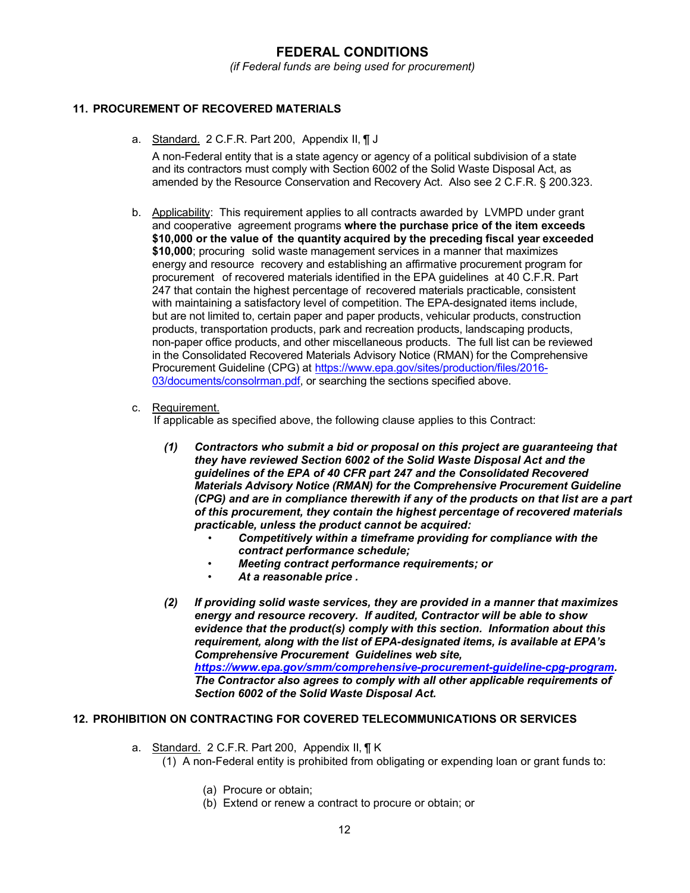# FEDERAL CONDITIONS

*(if Federal funds are being used for procurement)*

## 11. PROCUREMENT OF RECOVERED MATERIALS

a. Standard. 2 C.F.R. Part 200, Appendix II, ¶ J

A non-Federal entity that is a state agency or agency of a political subdivision of a state and its contractors must comply with Section 6002 of the Solid Waste Disposal Act, as amended by the Resource Conservation and Recovery Act. Also see 2 C.F.R. § 200.323.

b. Applicability: This requirement applies to all contracts awarded by LVMPD under grant and cooperative agreement programs **where the purchase price of the item exceeds $10,000 or the value of the quantity acquired by the preceding fiscal year exceeded $10,000**; procuring solid waste management services in a manner that maximizes energy and resource recovery and establishing an affirmative procurement program for procurement of recovered materials identified in the EPA guidelines at 40 C.F.R. Part 247 that contain the highest percentage of recovered materials practicable, consistent with maintaining a satisfactory level of competition. The EPA-designated items include, but are not limited to, certain paper and paper products, vehicular products, construction products, transportation products, park and recreation products, landscaping products, non-paper office products, and other miscellaneous products. The full list can be reviewed in the Consolidated Recovered Materials Advisory Notice (RMAN) for the Comprehensive Procurement Guideline (CPG) at https://www.epa.gov/sites/production/files/2016-03/documents/consolrman.pdf, or searching the sections specified above.

c. Requirement.

If applicable as specified above, the following clause applies to this Contract:

***(1) Contractors who submit a bid or proposal on this project are guaranteeing that they have reviewed Section 6002 of the Solid Waste Disposal Act and the guidelines of the EPA of 40 CFR part 247 and the Consolidated Recovered Materials Advisory Notice (RMAN) for the Comprehensive Procurement Guideline (CPG) and are in compliance therewith if any of the products on that list are a part of this procurement, they contain the highest percentage of recovered materials practicable, unless the product cannot be acquired:***

- ***Competitively within a timeframe providing for compliance with the contract performance schedule;***
- ***Meeting contract performance requirements; or***
- ***At a reasonable price .***

***(2) If providing solid waste services, they are provided in a manner that maximizes energy and resource recovery. If audited, Contractor will be able to show evidence that the product(s) comply with this section. Information about this requirement, along with the list of EPA-designated items, is available at EPA's Comprehensive Procurement Guidelines web site, https://www.epa.gov/smm/comprehensive-procurement-guideline-cpg-program. The Contractor also agrees to comply with all other applicable requirements of Section 6002 of the Solid Waste Disposal Act.***

## 12. PROHIBITION ON CONTRACTING FOR COVERED TELECOMMUNICATIONS OR SERVICES

a. Standard. 2 C.F.R. Part 200, Appendix II, ¶ K

(1) A non-Federal entity is prohibited from obligating or expending loan or grant funds to:

(a) Procure or obtain;

(b) Extend or renew a contract to procure or obtain; or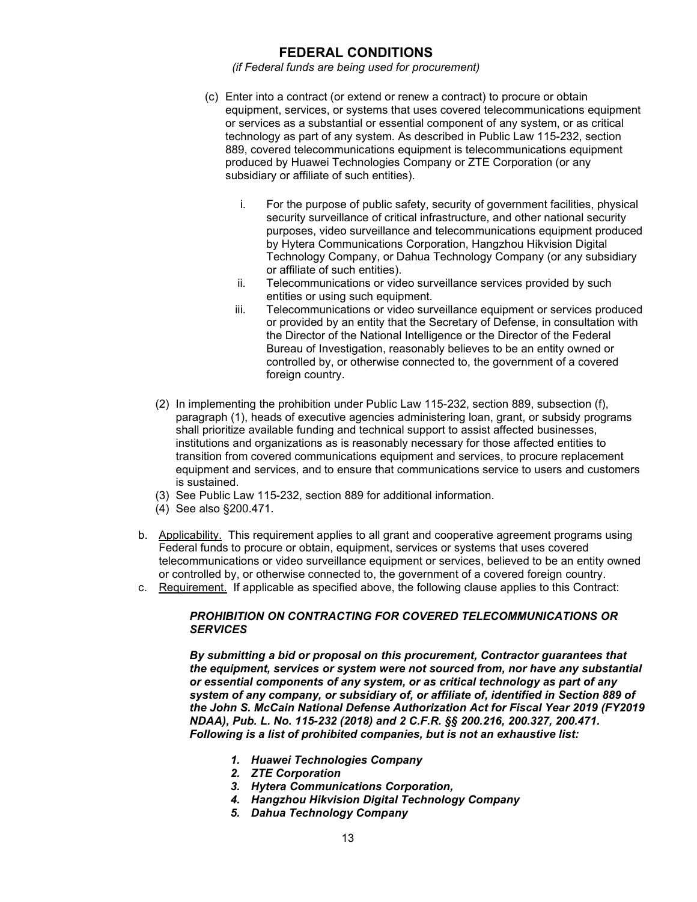## FEDERAL CONDITIONS

*(if Federal funds are being used for procurement)*

(c) Enter into a contract (or extend or renew a contract) to procure or obtain equipment, services, or systems that uses covered telecommunications equipment or services as a substantial or essential component of any system, or as critical technology as part of any system. As described in Public Law 115-232, section 889, covered telecommunications equipment is telecommunications equipment produced by Huawei Technologies Company or ZTE Corporation (or any subsidiary or affiliate of such entities).

   i. For the purpose of public safety, security of government facilities, physical security surveillance of critical infrastructure, and other national security purposes, video surveillance and telecommunications equipment produced by Hytera Communications Corporation, Hangzhou Hikvision Digital Technology Company, or Dahua Technology Company (or any subsidiary or affiliate of such entities).
   ii. Telecommunications or video surveillance services provided by such entities or using such equipment.
   iii. Telecommunications or video surveillance equipment or services produced or provided by an entity that the Secretary of Defense, in consultation with the Director of the National Intelligence or the Director of the Federal Bureau of Investigation, reasonably believes to be an entity owned or controlled by, or otherwise connected to, the government of a covered foreign country.

(2) In implementing the prohibition under Public Law 115-232, section 889, subsection (f), paragraph (1), heads of executive agencies administering loan, grant, or subsidy programs shall prioritize available funding and technical support to assist affected businesses, institutions and organizations as is reasonably necessary for those affected entities to transition from covered communications equipment and services, to procure replacement equipment and services, and to ensure that communications service to users and customers is sustained.

(3) See Public Law 115-232, section 889 for additional information.

(4) See also §200.471.

b. Applicability. This requirement applies to all grant and cooperative agreement programs using Federal funds to procure or obtain, equipment, services or systems that uses covered telecommunications or video surveillance equipment or services, believed to be an entity owned or controlled by, or otherwise connected to, the government of a covered foreign country.

c. Requirement. If applicable as specified above, the following clause applies to this Contract:

***PROHIBITION ON CONTRACTING FOR COVERED TELECOMMUNICATIONS OR SERVICES***

***By submitting a bid or proposal on this procurement, Contractor guarantees that the equipment, services or system were not sourced from, nor have any substantial or essential components of any system, or as critical technology as part of any system of any company, or subsidiary of, or affiliate of, identified in Section 889 of the John S. McCain National Defense Authorization Act for Fiscal Year 2019 (FY2019 NDAA), Pub. L. No. 115-232 (2018) and 2 C.F.R. §§ 200.216, 200.327, 200.471. Following is a list of prohibited companies, but is not an exhaustive list:***

1. ***Huawei Technologies Company***
2. ***ZTE Corporation***
3. ***Hytera Communications Corporation,***
4. ***Hangzhou Hikvision Digital Technology Company***
5. ***Dahua Technology Company***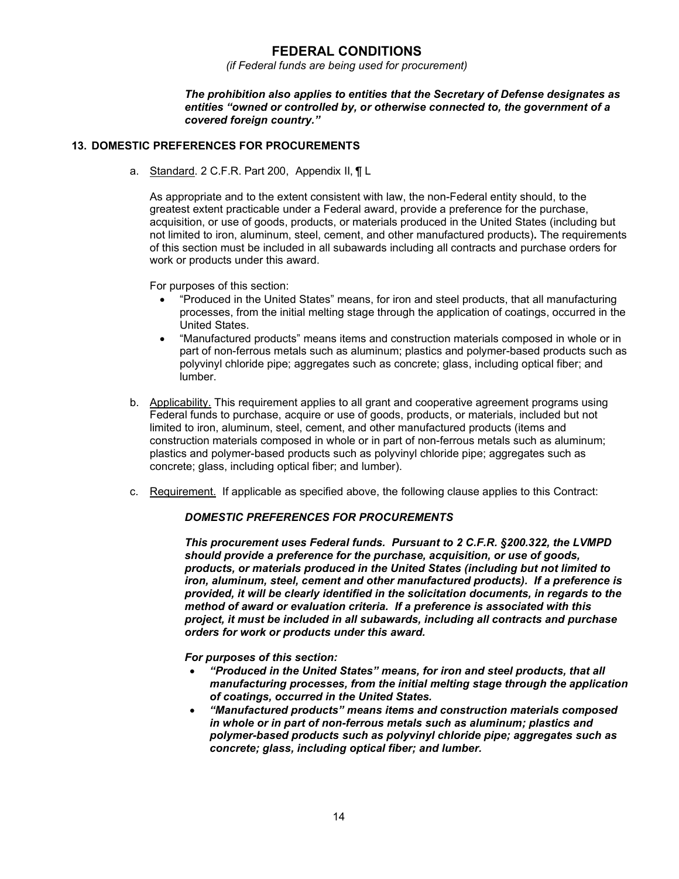***The prohibition also applies to entities that the Secretary of Defense designates as entities "owned or controlled by, or otherwise connected to, the government of a covered foreign country."***

## 13. DOMESTIC PREFERENCES FOR PROCUREMENTS

a. Standard. 2 C.F.R. Part 200, Appendix II, ¶ L

As appropriate and to the extent consistent with law, the non-Federal entity should, to the greatest extent practicable under a Federal award, provide a preference for the purchase, acquisition, or use of goods, products, or materials produced in the United States (including but not limited to iron, aluminum, steel, cement, and other manufactured products)**.** The requirements of this section must be included in all subawards including all contracts and purchase orders for work or products under this award.

For purposes of this section:

- "Produced in the United States" means, for iron and steel products, that all manufacturing processes, from the initial melting stage through the application of coatings, occurred in the United States.
- "Manufactured products" means items and construction materials composed in whole or in part of non-ferrous metals such as aluminum; plastics and polymer-based products such as polyvinyl chloride pipe; aggregates such as concrete; glass, including optical fiber; and lumber.

b. Applicability. This requirement applies to all grant and cooperative agreement programs using Federal funds to purchase, acquire or use of goods, products, or materials, included but not limited to iron, aluminum, steel, cement, and other manufactured products (items and construction materials composed in whole or in part of non-ferrous metals such as aluminum; plastics and polymer-based products such as polyvinyl chloride pipe; aggregates such as concrete; glass, including optical fiber; and lumber).

c. Requirement. If applicable as specified above, the following clause applies to this Contract:

***DOMESTIC PREFERENCES FOR PROCUREMENTS***

***This procurement uses Federal funds. Pursuant to 2 C.F.R. §200.322, the LVMPD should provide a preference for the purchase, acquisition, or use of goods, products, or materials produced in the United States (including but not limited to iron, aluminum, steel, cement and other manufactured products). If a preference is provided, it will be clearly identified in the solicitation documents, in regards to the method of award or evaluation criteria. If a preference is associated with this project, it must be included in all subawards, including all contracts and purchase orders for work or products under this award.***

***For purposes of this section:***

- ***"Produced in the United States" means, for iron and steel products, that all manufacturing processes, from the initial melting stage through the application of coatings, occurred in the United States.***
- ***"Manufactured products" means items and construction materials composed in whole or in part of non-ferrous metals such as aluminum; plastics and polymer-based products such as polyvinyl chloride pipe; aggregates such as concrete; glass, including optical fiber; and lumber.***